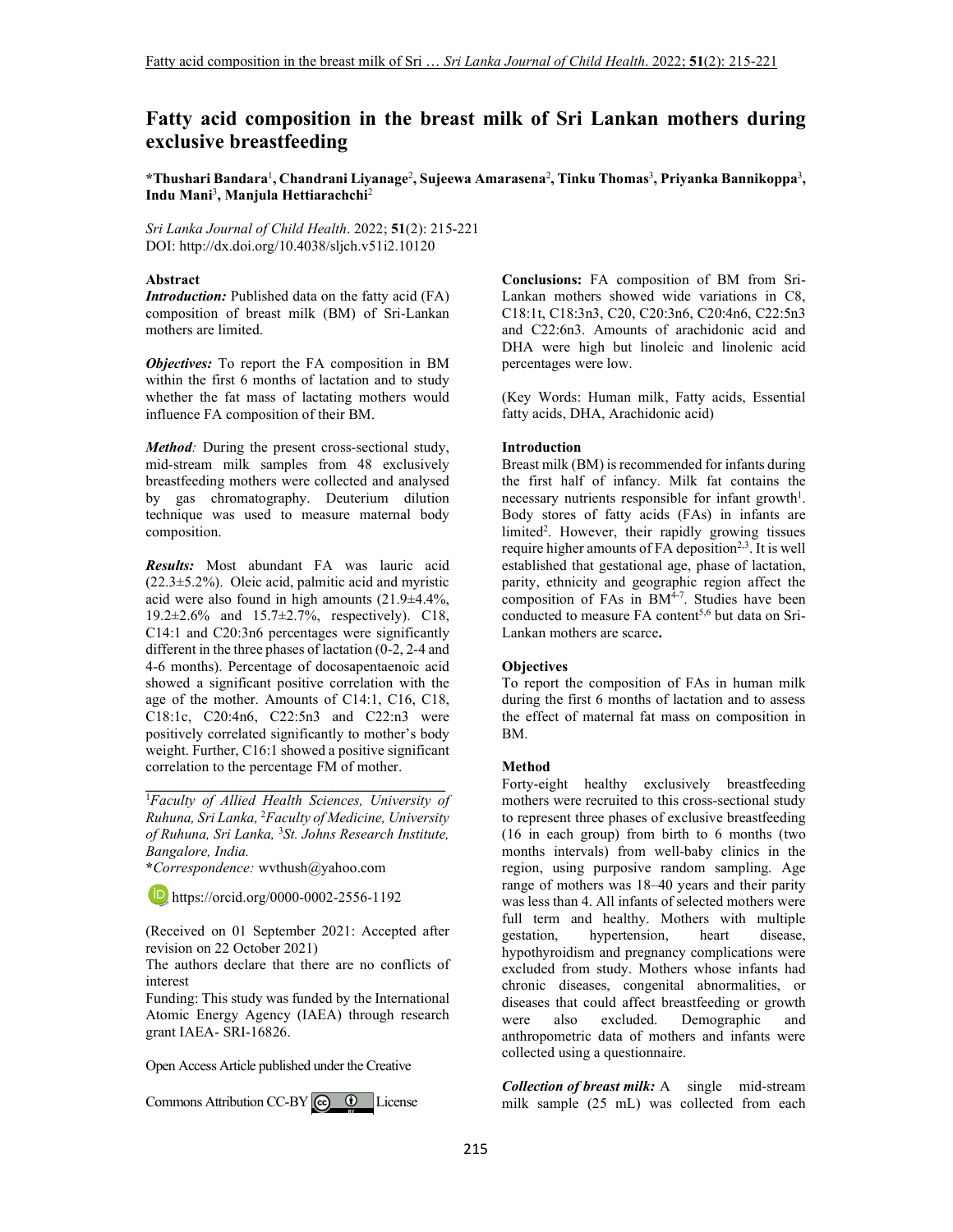# Fatty acid composition in the breast milk of Sri Lankan mothers during exclusive breastfeeding

**\*Thushari Bandara[1], Chandrani Liyanage[2], Sujeewa Amarasena[2], Tinku Thomas[3], Priyanka Bannikoppa[3], Indu Mani[3], Manjula Hettiarachchi[2]**

*Sri Lanka Journal of Child Health*. 2022; **51**(2): 215-221
DOI: http://dx.doi.org/10.4038/sljch.v51i2.10120

### Abstract

***Introduction:*** Published data on the fatty acid (FA) composition of breast milk (BM) of Sri-Lankan mothers are limited.

***Objectives:*** To report the FA composition in BM within the first 6 months of lactation and to study whether the fat mass of lactating mothers would influence FA composition of their BM.

***Method**:* During the present cross-sectional study, mid-stream milk samples from 48 exclusively breastfeeding mothers were collected and analysed by gas chromatography. Deuterium dilution technique was used to measure maternal body composition.

***Results:*** Most abundant FA was lauric acid (22.3±5.2%). Oleic acid, palmitic acid and myristic acid were also found in high amounts (21.9±4.4%, 19.2±2.6% and 15.7±2.7%, respectively). C18, C14:1 and C20:3n6 percentages were significantly different in the three phases of lactation (0-2, 2-4 and 4-6 months). Percentage of docosapentaenoic acid showed a significant positive correlation with the age of the mother. Amounts of C14:1, C16, C18, C18:1c, C20:4n6, C22:5n3 and C22:n3 were positively correlated significantly to mother's body weight. Further, C16:1 showed a positive significant correlation to the percentage FM of mother.

**Conclusions:** FA composition of BM from Sri-Lankan mothers showed wide variations in C8, C18:1t, C18:3n3, C20, C20:3n6, C20:4n6, C22:5n3 and C22:6n3. Amounts of arachidonic acid and DHA were high but linoleic and linolenic acid percentages were low.

(Key Words: Human milk, Fatty acids, Essential fatty acids, DHA, Arachidonic acid)

---

[1]*Faculty of Allied Health Sciences, University of Ruhuna, Sri Lanka,* [2]*Faculty of Medicine, University of Ruhuna, Sri Lanka,* [3]*St. Johns Research Institute, Bangalore, India.*

\**Correspondence:* wvthush@yahoo.com

https://orcid.org/0000-0002-2556-1192

(Received on 01 September 2021: Accepted after revision on 22 October 2021)

The authors declare that there are no conflicts of interest

Funding: This study was funded by the International Atomic Energy Agency (IAEA) through research grant IAEA- SRI-16826.

Open Access Article published under the Creative Commons Attribution CC-BY License

### Introduction

Breast milk (BM) is recommended for infants during the first half of infancy. Milk fat contains the necessary nutrients responsible for infant growth[1]. Body stores of fatty acids (FAs) in infants are limited[2]. However, their rapidly growing tissues require higher amounts of FA deposition[2,3]. It is well established that gestational age, phase of lactation, parity, ethnicity and geographic region affect the composition of FAs in BM[4-7]. Studies have been conducted to measure FA content[5,6] but data on Sri-Lankan mothers are scarce**.**

### Objectives

To report the composition of FAs in human milk during the first 6 months of lactation and to assess the effect of maternal fat mass on composition in BM.

### Method

Forty-eight healthy exclusively breastfeeding mothers were recruited to this cross-sectional study to represent three phases of exclusive breastfeeding (16 in each group) from birth to 6 months (two months intervals) from well-baby clinics in the region, using purposive random sampling. Age range of mothers was 18–40 years and their parity was less than 4. All infants of selected mothers were full term and healthy. Mothers with multiple gestation, hypertension, heart disease, hypothyroidism and pregnancy complications were excluded from study. Mothers whose infants had chronic diseases, congenital abnormalities, or diseases that could affect breastfeeding or growth were also excluded. Demographic and anthropometric data of mothers and infants were collected using a questionnaire.

***Collection of breast milk:*** A single mid-stream milk sample (25 mL) was collected from each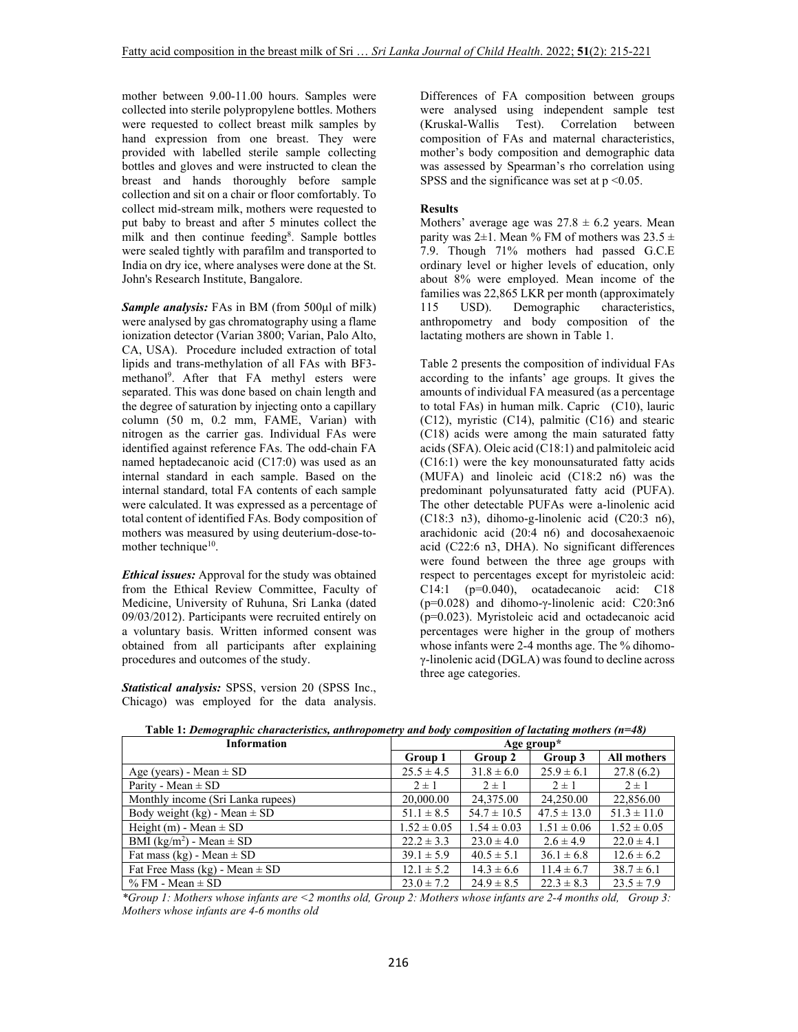mother between 9.00-11.00 hours. Samples were collected into sterile polypropylene bottles. Mothers were requested to collect breast milk samples by hand expression from one breast. They were provided with labelled sterile sample collecting bottles and gloves and were instructed to clean the breast and hands thoroughly before sample collection and sit on a chair or floor comfortably. To collect mid-stream milk, mothers were requested to put baby to breast and after 5 minutes collect the milk and then continue feeding[8]. Sample bottles were sealed tightly with parafilm and transported to India on dry ice, where analyses were done at the St. John's Research Institute, Bangalore.

***Sample analysis:*** FAs in BM (from 500µl of milk) were analysed by gas chromatography using a flame ionization detector (Varian 3800; Varian, Palo Alto, CA, USA). Procedure included extraction of total lipids and trans-methylation of all FAs with BF3-methanol[9]. After that FA methyl esters were separated. This was done based on chain length and the degree of saturation by injecting onto a capillary column (50 m, 0.2 mm, FAME, Varian) with nitrogen as the carrier gas. Individual FAs were identified against reference FAs. The odd-chain FA named heptadecanoic acid (C17:0) was used as an internal standard in each sample. Based on the internal standard, total FA contents of each sample were calculated. It was expressed as a percentage of total content of identified FAs. Body composition of mothers was measured by using deuterium-dose-to-mother technique[10].

***Ethical issues:*** Approval for the study was obtained from the Ethical Review Committee, Faculty of Medicine, University of Ruhuna, Sri Lanka (dated 09/03/2012). Participants were recruited entirely on a voluntary basis. Written informed consent was obtained from all participants after explaining procedures and outcomes of the study.

***Statistical analysis:*** SPSS, version 20 (SPSS Inc., Chicago) was employed for the data analysis. Differences of FA composition between groups were analysed using independent sample test (Kruskal-Wallis Test). Correlation between composition of FAs and maternal characteristics, mother's body composition and demographic data was assessed by Spearman's rho correlation using SPSS and the significance was set at $p < 0.05$.

## Results

Mothers' average age was $27.8 \pm 6.2$ years. Mean parity was $2 \pm 1$. Mean % FM of mothers was $23.5 \pm 7.9$. Though 71% mothers had passed G.C.E ordinary level or higher levels of education, only about 8% were employed. Mean income of the families was 22,865 LKR per month (approximately 115 USD). Demographic characteristics, anthropometry and body composition of the lactating mothers are shown in Table 1.

Table 2 presents the composition of individual FAs according to the infants' age groups. It gives the amounts of individual FA measured (as a percentage to total FAs) in human milk. Capric (C10), lauric (C12), myristic (C14), palmitic (C16) and stearic (C18) acids were among the main saturated fatty acids (SFA). Oleic acid (C18:1) and palmitoleic acid (C16:1) were the key monounsaturated fatty acids (MUFA) and linoleic acid (C18:2 n6) was the predominant polyunsaturated fatty acid (PUFA). The other detectable PUFAs were a-linolenic acid (C18:3 n3), dihomo-g-linolenic acid (C20:3 n6), arachidonic acid (20:4 n6) and docosahexaenoic acid (C22:6 n3, DHA). No significant differences were found between the three age groups with respect to percentages except for myristoleic acid: C14:1 ($p=0.040$), ocatadecanoic acid: C18 ($p=0.028$) and dihomo-γ-linolenic acid: C20:3n6 ($p=0.023$). Myristoleic acid and octadecanoic acid percentages were higher in the group of mothers whose infants were 2-4 months age. The % dihomo-γ-linolenic acid (DGLA) was found to decline across three age categories.

**Table 1:** ***Demographic characteristics, anthropometry and body composition of lactating mothers (n=48)***

| Information | Age group* | | | |
|---|---|---|---|---|
| | **Group 1** | **Group 2** | **Group 3** | **All mothers** |
| Age (years) - Mean ± SD | 25.5 ± 4.5 | 31.8 ± 6.0 | 25.9 ± 6.1 | 27.8 (6.2) |
| Parity - Mean ± SD | 2 ± 1 | 2 ± 1 | 2 ± 1 | 2 ± 1 |
| Monthly income (Sri Lanka rupees) | 20,000.00 | 24,375.00 | 24,250.00 | 22,856.00 |
| Body weight (kg) - Mean ± SD | 51.1 ± 8.5 | 54.7 ± 10.5 | 47.5 ± 13.0 | 51.3 ± 11.0 |
| Height (m) - Mean ± SD | 1.52 ± 0.05 | 1.54 ± 0.03 | 1.51 ± 0.06 | 1.52 ± 0.05 |
| BMI (kg/m$^2$) - Mean ± SD | 22.2 ± 3.3 | 23.0 ± 4.0 | 2.6 ± 4.9 | 22.0 ± 4.1 |
| Fat mass (kg) - Mean ± SD | 39.1 ± 5.9 | 40.5 ± 5.1 | 36.1 ± 6.8 | 12.6 ± 6.2 |
| Fat Free Mass (kg) - Mean ± SD | 12.1 ± 5.2 | 14.3 ± 6.6 | 11.4 ± 6.7 | 38.7 ± 6.1 |
| % FM - Mean ± SD | 23.0 ± 7.2 | 24.9 ± 8.5 | 22.3 ± 8.3 | 23.5 ± 7.9 |

*\*Group 1: Mothers whose infants are <2 months old, Group 2: Mothers whose infants are 2-4 months old, Group 3: Mothers whose infants are 4-6 months old*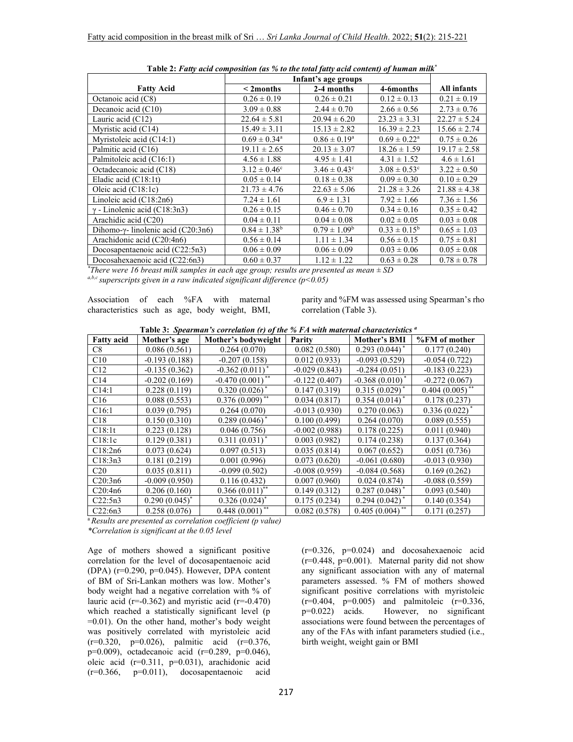**Table 2:** *Fatty acid composition (as % to the total fatty acid content) of human milk*[*]

| Fatty Acid | Infant's age groups | | | All infants |
|---|---|---|---|---|
| | < 2months | 2-4 months | 4-6months | |
| Octanoic acid (C8) | 0.26 ± 0.19 | 0.26 ± 0.21 | 0.12 ± 0.13 | 0.21 ± 0.19 |
| Decanoic acid (C10) | 3.09 ± 0.88 | 2.44 ± 0.70 | 2.66 ± 0.56 | 2.73 ± 0.76 |
| Lauric acid (C12) | 22.64 ± 5.81 | 20.94 ± 6.20 | 23.23 ± 3.31 | 22.27 ± 5.24 |
| Myristic acid (C14) | 15.49 ± 3.11 | 15.13 ± 2.82 | 16.39 ± 2.23 | 15.66 ± 2.74 |
| Myristoleic acid (C14:1) | $0.69 \pm 0.34^a$ | $0.86 \pm 0.19^a$ | $0.69 \pm 0.22^a$ | 0.75 ± 0.26 |
| Palmitic acid (C16) | 19.11 ± 2.65 | 20.13 ± 3.07 | 18.26 ± 1.59 | 19.17 ± 2.58 |
| Palmitoleic acid (C16:1) | 4.56 ± 1.88 | 4.95 ± 1.41 | 4.31 ± 1.52 | 4.6 ± 1.61 |
| Octadecanoic acid (C18) | $3.12 \pm 0.46^c$ | $3.46 \pm 0.43^c$ | $3.08 \pm 0.53^c$ | 3.22 ± 0.50 |
| Eladic acid (C18:1t) | 0.05 ± 0.14 | 0.18 ± 0.38 | 0.09 ± 0.30 | 0.10 ± 0.29 |
| Oleic acid (C18:1c) | 21.73 ± 4.76 | 22.63 ± 5.06 | 21.28 ± 3.26 | 21.88 ± 4.38 |
| Linoleic acid (C18:2n6) | 7.24 ± 1.61 | 6.9 ± 1.31 | 7.92 ± 1.66 | 7.36 ± 1.56 |
| γ - Linolenic acid (C18:3n3) | 0.26 ± 0.15 | 0.46 ± 0.70 | 0.34 ± 0.16 | 0.35 ± 0.42 |
| Arachidic acid (C20) | 0.04 ± 0.11 | 0.04 ± 0.08 | 0.02 ± 0.05 | 0.03 ± 0.08 |
| Dihomo-γ- linolenic acid (C20:3n6) | $0.84 \pm 1.38^b$ | $0.79 \pm 1.09^b$ | $0.33 \pm 0.15^b$ | 0.65 ± 1.03 |
| Arachidonic acid (C20:4n6) | 0.56 ± 0.14 | 1.11 ± 1.34 | 0.56 ± 0.15 | 0.75 ± 0.81 |
| Docosapentaenoic acid (C22:5n3) | 0.06 ± 0.09 | 0.06 ± 0.09 | 0.03 ± 0.06 | 0.05 ± 0.08 |
| Docosahexaenoic acid (C22:6n3) | 0.60 ± 0.37 | 1.12 ± 1.22 | 0.63 ± 0.28 | 0.78 ± 0.78 |

[*] *There were 16 breast milk samples in each age group; results are presented as mean ± SD*
[a,b,c] *superscripts given in a raw indicated significant difference (p<0.05)*

Association of each %FA with maternal characteristics such as age, body weight, BMI, parity and %FM was assessed using Spearman's rho correlation (Table 3).

**Table 3:** *Spearman's correlation (r) of the % FA with maternal characteristics* [a]

| Fatty acid | Mother's age | Mother's bodyweight | Parity | Mother's BMI | %FM of mother |
|---|---|---|---|---|---|
| C8 | 0.086 (0.561) | 0.264 (0.070) | 0.082 (0.580) | 0.293 (0.044)* | 0.177 (0.240) |
| C10 | -0.193 (0.188) | -0.207 (0.158) | 0.012 (0.933) | -0.093 (0.529) | -0.054 (0.722) |
| C12 | -0.135 (0.362) | -0.362 (0.011)* | -0.029 (0.843) | -0.284 (0.051) | -0.183 (0.223) |
| C14 | -0.202 (0.169) | -0.470 (0.001)** | -0.122 (0.407) | -0.368 (0.010)* | -0.272 (0.067) |
| C14:1 | 0.228 (0.119) | 0.320 (0.026)* | 0.147 (0.319) | 0.315 (0.029)* | 0.404 (0.005)** |
| C16 | 0.088 (0.553) | 0.376 (0.009)** | 0.034 (0.817) | 0.354 (0.014)* | 0.178 (0.237) |
| C16:1 | 0.039 (0.795) | 0.264 (0.070) | -0.013 (0.930) | 0.270 (0.063) | 0.336 (0.022)* |
| C18 | 0.150 (0.310) | 0.289 (0.046)* | 0.100 (0.499) | 0.264 (0.070) | 0.089 (0.555) |
| C18:1t | 0.223 (0.128) | 0.046 (0.756) | -0.002 (0.988) | 0.178 (0.225) | 0.011 (0.940) |
| C18:1c | 0.129 (0.381) | 0.311 (0.031)* | 0.003 (0.982) | 0.174 (0.238) | 0.137 (0.364) |
| C18:2n6 | 0.073 (0.624) | 0.097 (0.513) | 0.035 (0.814) | 0.067 (0.652) | 0.051 (0.736) |
| C18:3n3 | 0.181 (0.219) | 0.001 (0.996) | 0.073 (0.620) | -0.061 (0.680) | -0.013 (0.930) |
| C20 | 0.035 (0.811) | -0.099 (0.502) | -0.008 (0.959) | -0.084 (0.568) | 0.169 (0.262) |
| C20:3n6 | -0.009 (0.950) | 0.116 (0.432) | 0.007 (0.960) | 0.024 (0.874) | -0.088 (0.559) |
| C20:4n6 | 0.206 (0.160) | 0.366 (0.011)** | 0.149 (0.312) | 0.287 (0.048)* | 0.093 (0.540) |
| C22:5n3 | 0.290 (0.045)* | 0.326 (0.024)* | 0.175 (0.234) | 0.294 (0.042)* | 0.140 (0.354) |
| C22:6n3 | 0.258 (0.076) | 0.448 (0.001)** | 0.082 (0.578) | 0.405 (0.004)** | 0.171 (0.257) |

[a] *Results are presented as correlation coefficient (p value)*
**Correlation is significant at the 0.05 level*

Age of mothers showed a significant positive correlation for the level of docosapentaenoic acid (DPA) (r=0.290, p=0.045). However, DPA content of BM of Sri-Lankan mothers was low. Mother's body weight had a negative correlation with % of lauric acid (r=-0.362) and myristic acid (r=-0.470) which reached a statistically significant level (p =0.01). On the other hand, mother's body weight was positively correlated with myristoleic acid (r=0.320, p=0.026), palmitic acid (r=0.376, p=0.009), octadecanoic acid (r=0.289, p=0.046), oleic acid (r=0.311, p=0.031), arachidonic acid (r=0.366, p=0.011), docosapentaenoic acid (r=0.326, p=0.024) and docosahexaenoic acid (r=0.448, p=0.001). Maternal parity did not show any significant association with any of maternal parameters assessed. % FM of mothers showed significant positive correlations with myristoleic (r=0.404, p=0.005) and palmitoleic (r=0.336, p=0.022) acids. However, no significant associations were found between the percentages of any of the FAs with infant parameters studied (i.e., birth weight, weight gain or BMI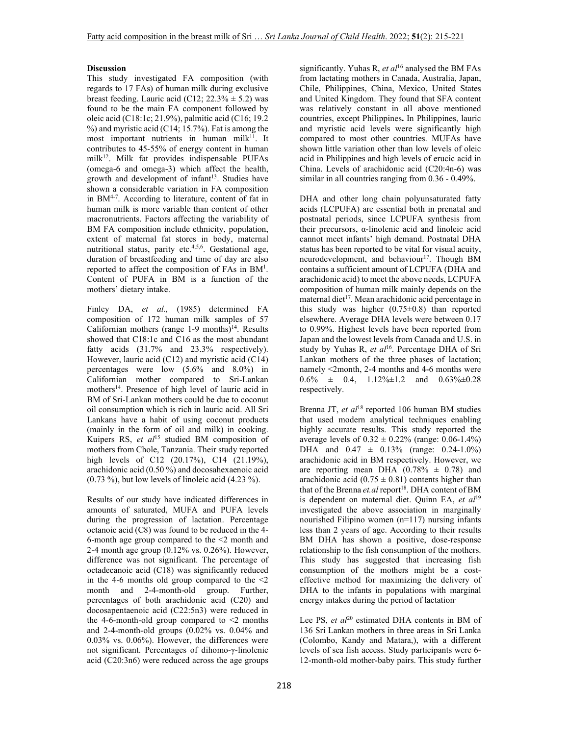### Discussion

This study investigated FA composition (with regards to 17 FAs) of human milk during exclusive breast feeding. Lauric acid (C12; 22.3% ± 5.2) was found to be the main FA component followed by oleic acid (C18:1c; 21.9%), palmitic acid (C16; 19.2 %) and myristic acid (C14; 15.7%). Fat is among the most important nutrients in human milk[11]. It contributes to 45-55% of energy content in human milk[12]. Milk fat provides indispensable PUFAs (omega-6 and omega-3) which affect the health, growth and development of infant[13]. Studies have shown a considerable variation in FA composition in BM[4-7]. According to literature, content of fat in human milk is more variable than content of other macronutrients. Factors affecting the variability of BM FA composition include ethnicity, population, extent of maternal fat stores in body, maternal nutritional status, parity etc.[4,5,6]. Gestational age, duration of breastfeeding and time of day are also reported to affect the composition of FAs in BM[1]. Content of PUFA in BM is a function of the mothers' dietary intake.

Finley DA, *et al.,* (1985) determined FA composition of 172 human milk samples of 57 Californian mothers (range 1-9 months)[14]. Results showed that C18:1c and C16 as the most abundant fatty acids (31.7% and 23.3% respectively). However, lauric acid (C12) and myristic acid (C14) percentages were low (5.6% and 8.0%) in Californian mother compared to Sri-Lankan mothers[14]. Presence of high level of lauric acid in BM of Sri-Lankan mothers could be due to coconut oil consumption which is rich in lauric acid. All Sri Lankans have a habit of using coconut products (mainly in the form of oil and milk) in cooking. Kuipers RS, *et al*[15] studied BM composition of mothers from Chole, Tanzania. Their study reported high levels of C12 (20.17%), C14 (21.19%), arachidonic acid (0.50 %) and docosahexaenoic acid (0.73 %), but low levels of linoleic acid (4.23 %).

Results of our study have indicated differences in amounts of saturated, MUFA and PUFA levels during the progression of lactation. Percentage octanoic acid (C8) was found to be reduced in the 4-6-month age group compared to the <2 month and 2-4 month age group (0.12% vs. 0.26%). However, difference was not significant. The percentage of octadecanoic acid (C18) was significantly reduced in the 4-6 months old group compared to the <2 month and 2-4-month-old group. Further, percentages of both arachidonic acid (C20) and docosapentaenoic acid (C22:5n3) were reduced in the 4-6-month-old group compared to <2 months and 2-4-month-old groups (0.02% vs. 0.04% and 0.03% vs. 0.06%). However, the differences were not significant. Percentages of dihomo-γ-linolenic acid (C20:3n6) were reduced across the age groups significantly. Yuhas R, *et al*[16] analysed the BM FAs from lactating mothers in Canada, Australia, Japan, Chile, Philippines, China, Mexico, United States and United Kingdom. They found that SFA content was relatively constant in all above mentioned countries, except Philippines**.** In Philippines, lauric and myristic acid levels were significantly high compared to most other countries. MUFAs have shown little variation other than low levels of oleic acid in Philippines and high levels of erucic acid in China. Levels of arachidonic acid (C20:4n-6) was similar in all countries ranging from 0.36 - 0.49%.

DHA and other long chain polyunsaturated fatty acids (LCPUFA) are essential both in prenatal and postnatal periods, since LCPUFA synthesis from their precursors, α-linolenic acid and linoleic acid cannot meet infants' high demand. Postnatal DHA status has been reported to be vital for visual acuity, neurodevelopment, and behaviour[17]. Though BM contains a sufficient amount of LCPUFA (DHA and arachidonic acid) to meet the above needs, LCPUFA composition of human milk mainly depends on the maternal diet[17]. Mean arachidonic acid percentage in this study was higher (0.75±0.8) than reported elsewhere. Average DHA levels were between 0.17 to 0.99%. Highest levels have been reported from Japan and the lowest levels from Canada and U.S. in study by Yuhas R, *et al*[16]. Percentage DHA of Sri Lankan mothers of the three phases of lactation; namely <2month, 2-4 months and 4-6 months were 0.6% ± 0.4, 1.12%±1.2 and 0.63%±0.28 respectively.

Brenna JT, *et al*[18] reported 106 human BM studies that used modern analytical techniques enabling highly accurate results. This study reported the average levels of 0.32 ± 0.22% (range: 0.06-1.4%) DHA and 0.47 ± 0.13% (range: 0.24-1.0%) arachidonic acid in BM respectively. However, we are reporting mean DHA (0.78% ± 0.78) and arachidonic acid (0.75 ± 0.81) contents higher than that of the Brenna *et.al* report[18]. DHA content of BM is dependent on maternal diet. Quinn EA, *et al*[19] investigated the above association in marginally nourished Filipino women (n=117) nursing infants less than 2 years of age. According to their results BM DHA has shown a positive, dose-response relationship to the fish consumption of the mothers. This study has suggested that increasing fish consumption of the mothers might be a cost-effective method for maximizing the delivery of DHA to the infants in populations with marginal energy intakes during the period of lactation.

Lee PS, *et al*[20] estimated DHA contents in BM of 136 Sri Lankan mothers in three areas in Sri Lanka (Colombo, Kandy and Matara,), with a different levels of sea fish access. Study participants were 6-12-month-old mother-baby pairs. This study further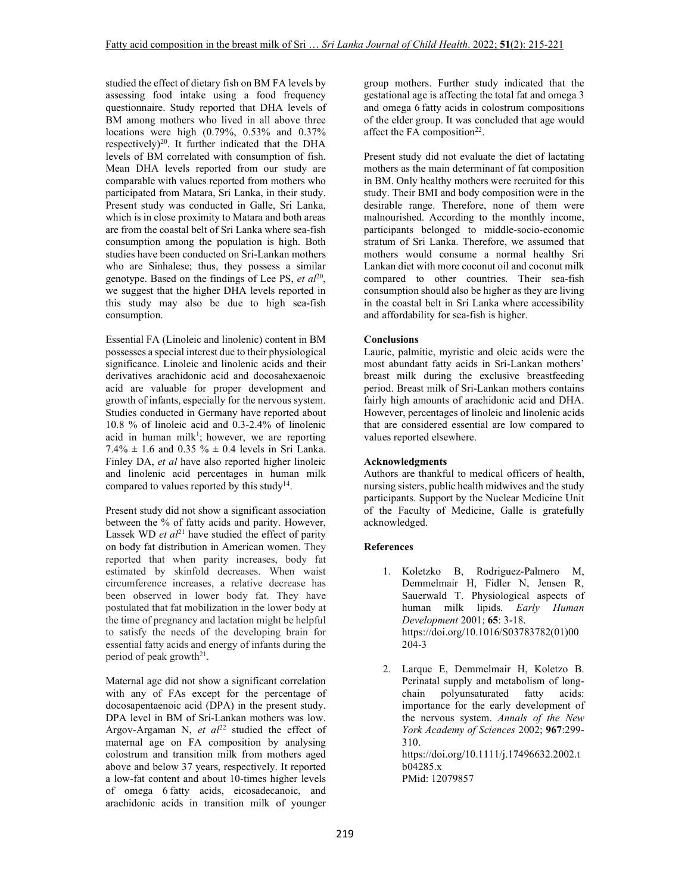studied the effect of dietary fish on BM FA levels by assessing food intake using a food frequency questionnaire. Study reported that DHA levels of BM among mothers who lived in all above three locations were high (0.79%, 0.53% and 0.37% respectively)[20]. It further indicated that the DHA levels of BM correlated with consumption of fish. Mean DHA levels reported from our study are comparable with values reported from mothers who participated from Matara, Sri Lanka, in their study. Present study was conducted in Galle, Sri Lanka, which is in close proximity to Matara and both areas are from the coastal belt of Sri Lanka where sea-fish consumption among the population is high. Both studies have been conducted on Sri-Lankan mothers who are Sinhalese; thus, they possess a similar genotype. Based on the findings of Lee PS, *et al*[20], we suggest that the higher DHA levels reported in this study may also be due to high sea-fish consumption.

Essential FA (Linoleic and linolenic) content in BM possesses a special interest due to their physiological significance. Linoleic and linolenic acids and their derivatives arachidonic acid and docosahexaenoic acid are valuable for proper development and growth of infants, especially for the nervous system. Studies conducted in Germany have reported about 10.8 % of linoleic acid and 0.3-2.4% of linolenic acid in human milk[1]; however, we are reporting 7.4% ± 1.6 and 0.35 % ± 0.4 levels in Sri Lanka. Finley DA, *et al* have also reported higher linoleic and linolenic acid percentages in human milk compared to values reported by this study[14].

Present study did not show a significant association between the % of fatty acids and parity. However, Lassek WD *et al*[21] have studied the effect of parity on body fat distribution in American women. They reported that when parity increases, body fat estimated by skinfold decreases. When waist circumference increases, a relative decrease has been observed in lower body fat. They have postulated that fat mobilization in the lower body at the time of pregnancy and lactation might be helpful to satisfy the needs of the developing brain for essential fatty acids and energy of infants during the period of peak growth[21].

Maternal age did not show a significant correlation with any of FAs except for the percentage of docosapentaenoic acid (DPA) in the present study. DPA level in BM of Sri-Lankan mothers was low. Argov-Argaman N, *et al*[22] studied the effect of maternal age on FA composition by analysing colostrum and transition milk from mothers aged above and below 37 years, respectively. It reported a low-fat content and about 10-times higher levels of omega 6 fatty acids, eicosadecanoic, and arachidonic acids in transition milk of younger group mothers. Further study indicated that the gestational age is affecting the total fat and omega 3 and omega 6 fatty acids in colostrum compositions of the elder group. It was concluded that age would affect the FA composition[22].

Present study did not evaluate the diet of lactating mothers as the main determinant of fat composition in BM. Only healthy mothers were recruited for this study. Their BMI and body composition were in the desirable range. Therefore, none of them were malnourished. According to the monthly income, participants belonged to middle-socio-economic stratum of Sri Lanka. Therefore, we assumed that mothers would consume a normal healthy Sri Lankan diet with more coconut oil and coconut milk compared to other countries. Their sea-fish consumption should also be higher as they are living in the coastal belt in Sri Lanka where accessibility and affordability for sea-fish is higher.

**Conclusions**

Lauric, palmitic, myristic and oleic acids were the most abundant fatty acids in Sri-Lankan mothers' breast milk during the exclusive breastfeeding period. Breast milk of Sri-Lankan mothers contains fairly high amounts of arachidonic acid and DHA. However, percentages of linoleic and linolenic acids that are considered essential are low compared to values reported elsewhere.

**Acknowledgments**

Authors are thankful to medical officers of health, nursing sisters, public health midwives and the study participants. Support by the Nuclear Medicine Unit of the Faculty of Medicine, Galle is gratefully acknowledged.

**References**

1. Koletzko B, Rodriguez-Palmero M, Demmelmair H, Fidler N, Jensen R, Sauerwald T. Physiological aspects of human milk lipids. *Early Human Development* 2001; **65**: 3-18. https://doi.org/10.1016/S03783782(01)00204-3

2. Larque E, Demmelmair H, Koletzo B. Perinatal supply and metabolism of long-chain polyunsaturated fatty acids: importance for the early development of the nervous system. *Annals of the New York Academy of Sciences* 2002; **967**:299-310. https://doi.org/10.1111/j.17496632.2002.tb04285.x PMid: 12079857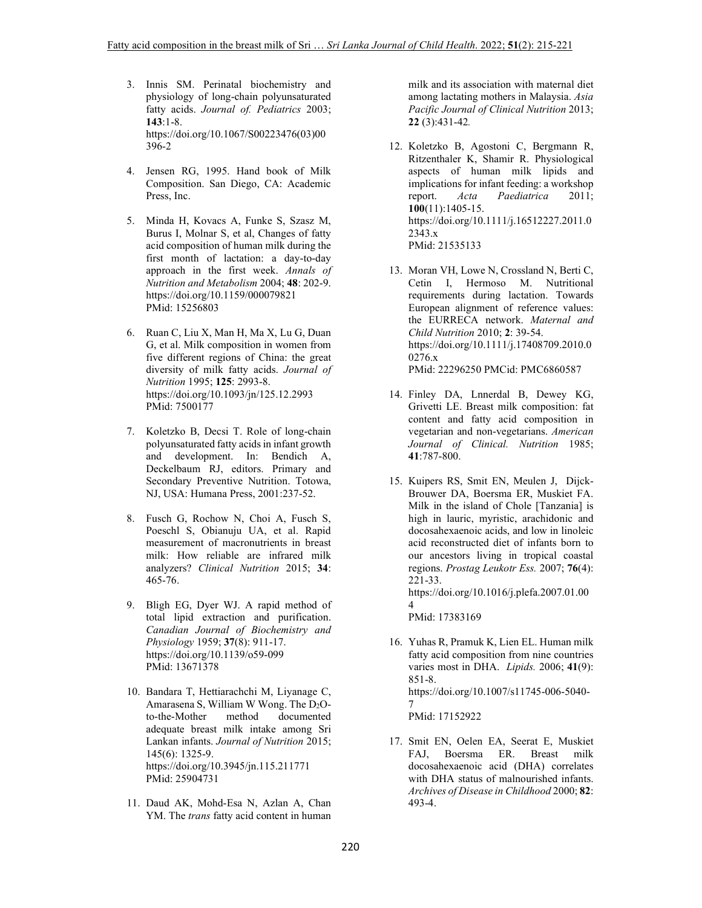3. Innis SM. Perinatal biochemistry and physiology of long-chain polyunsaturated fatty acids. *Journal of. Pediatrics* 2003; **143**:1-8. https://doi.org/10.1067/S00223476(03)00396-2

4. Jensen RG, 1995. Hand book of Milk Composition. San Diego, CA: Academic Press, Inc.

5. Minda H, Kovacs A, Funke S, Szasz M, Burus I, Molnar S, et al, Changes of fatty acid composition of human milk during the first month of lactation: a day-to-day approach in the first week. *Annals of Nutrition and Metabolism* 2004; **48**: 202-9. https://doi.org/10.1159/000079821 PMid: 15256803

6. Ruan C, Liu X, Man H, Ma X, Lu G, Duan G, et al. Milk composition in women from five different regions of China: the great diversity of milk fatty acids. *Journal of Nutrition* 1995; **125**: 2993-8. https://doi.org/10.1093/jn/125.12.2993 PMid: 7500177

7. Koletzko B, Decsi T. Role of long-chain polyunsaturated fatty acids in infant growth and development. In: Bendich A, Deckelbaum RJ, editors. Primary and Secondary Preventive Nutrition. Totowa, NJ, USA: Humana Press, 2001:237-52.

8. Fusch G, Rochow N, Choi A, Fusch S, Poeschl S, Obianuju UA, et al. Rapid measurement of macronutrients in breast milk: How reliable are infrared milk analyzers? *Clinical Nutrition* 2015; **34**: 465-76.

9. Bligh EG, Dyer WJ. A rapid method of total lipid extraction and purification. *Canadian Journal of Biochemistry and Physiology* 1959; **37**(8): 911-17. https://doi.org/10.1139/o59-099 PMid: 13671378

10. Bandara T, Hettiarachchi M, Liyanage C, Amarasena S, William W Wong. The $D_2O$-to-the-Mother method documented adequate breast milk intake among Sri Lankan infants. *Journal of Nutrition* 2015; 145(6): 1325-9. https://doi.org/10.3945/jn.115.211771 PMid: 25904731

11. Daud AK, Mohd-Esa N, Azlan A, Chan YM. The *trans* fatty acid content in human milk and its association with maternal diet among lactating mothers in Malaysia. *Asia Pacific Journal of Clinical Nutrition* 2013; **22** (3):431-42.

12. Koletzko B, Agostoni C, Bergmann R, Ritzenthaler K, Shamir R. Physiological aspects of human milk lipids and implications for infant feeding: a workshop report. *Acta Paediatrica* 2011; **100**(11):1405-15. https://doi.org/10.1111/j.16512227.2011.02343.x PMid: 21535133

13. Moran VH, Lowe N, Crossland N, Berti C, Cetin I, Hermoso M. Nutritional requirements during lactation. Towards European alignment of reference values: the EURRECA network. *Maternal and Child Nutrition* 2010; **2**: 39-54. https://doi.org/10.1111/j.17408709.2010.00276.x PMid: 22296250 PMCid: PMC6860587

14. Finley DA, Lnnerdal B, Dewey KG, Grivetti LE. Breast milk composition: fat content and fatty acid composition in vegetarian and non-vegetarians. *American Journal of Clinical. Nutrition* 1985; **41**:787-800.

15. Kuipers RS, Smit EN, Meulen J, Dijck-Brouwer DA, Boersma ER, Muskiet FA. Milk in the island of Chole [Tanzania] is high in lauric, myristic, arachidonic and docosahexaenoic acids, and low in linoleic acid reconstructed diet of infants born to our ancestors living in tropical coastal regions. *Prostag Leukotr Ess.* 2007; **76**(4): 221-33. https://doi.org/10.1016/j.plefa.2007.01.004 PMid: 17383169

16. Yuhas R, Pramuk K, Lien EL. Human milk fatty acid composition from nine countries varies most in DHA. *Lipids.* 2006; **41**(9): 851-8. https://doi.org/10.1007/s11745-006-5040-7 PMid: 17152922

17. Smit EN, Oelen EA, Seerat E, Muskiet FAJ, Boersma ER. Breast milk docosahexaenoic acid (DHA) correlates with DHA status of malnourished infants. *Archives of Disease in Childhood* 2000; **82**: 493-4.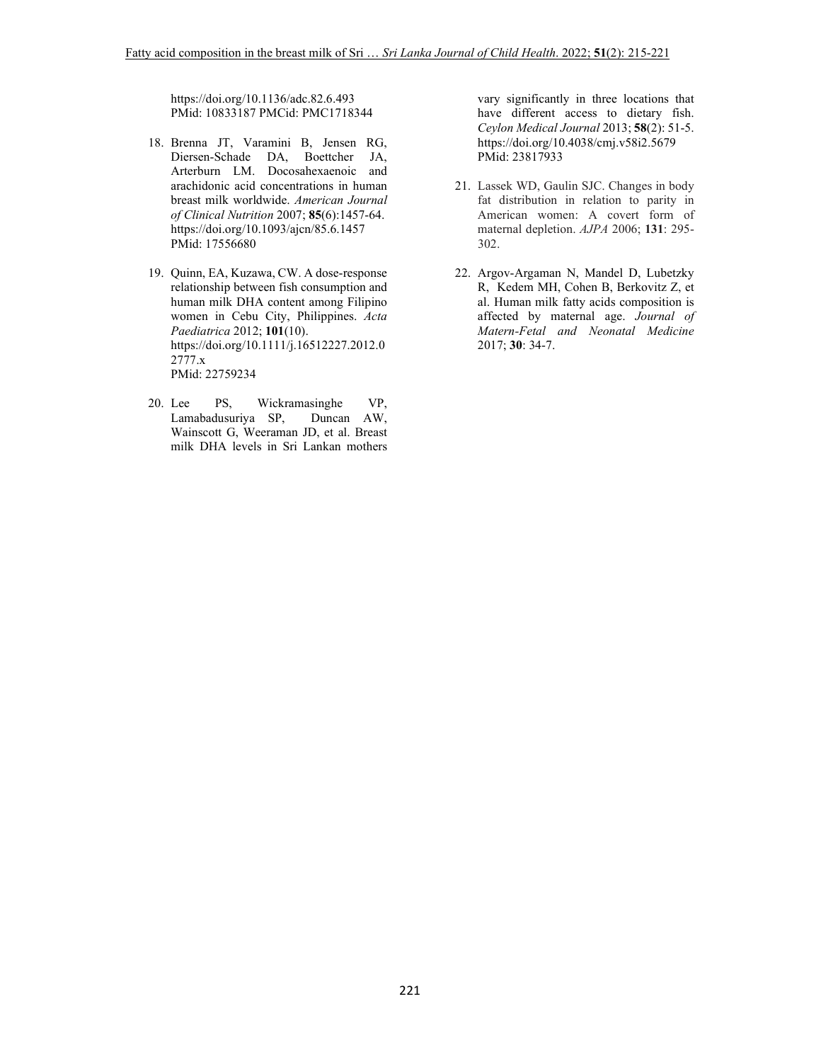https://doi.org/10.1136/adc.82.6.493
PMid: 10833187 PMCid: PMC1718344

18. Brenna JT, Varamini B, Jensen RG, Diersen-Schade DA, Boettcher JA, Arterburn LM. Docosahexaenoic and arachidonic acid concentrations in human breast milk worldwide. *American Journal of Clinical Nutrition* 2007; **85**(6):1457-64. https://doi.org/10.1093/ajcn/85.6.1457
PMid: 17556680

19. Quinn, EA, Kuzawa, CW. A dose-response relationship between fish consumption and human milk DHA content among Filipino women in Cebu City, Philippines. *Acta Paediatrica* 2012; **101**(10). https://doi.org/10.1111/j.16512227.2012.02777.x
PMid: 22759234

20. Lee PS, Wickramasinghe VP, Lamabadusuriya SP, Duncan AW, Wainscott G, Weeraman JD, et al. Breast milk DHA levels in Sri Lankan mothers vary significantly in three locations that have different access to dietary fish. *Ceylon Medical Journal* 2013; **58**(2): 51-5. https://doi.org/10.4038/cmj.v58i2.5679
PMid: 23817933

21. Lassek WD, Gaulin SJC. Changes in body fat distribution in relation to parity in American women: A covert form of maternal depletion. *AJPA* 2006; **131**: 295-302.

22. Argov-Argaman N, Mandel D, Lubetzky R, Kedem MH, Cohen B, Berkovitz Z, et al. Human milk fatty acids composition is affected by maternal age. *Journal of Matern-Fetal and Neonatal Medicine* 2017; **30**: 34-7.